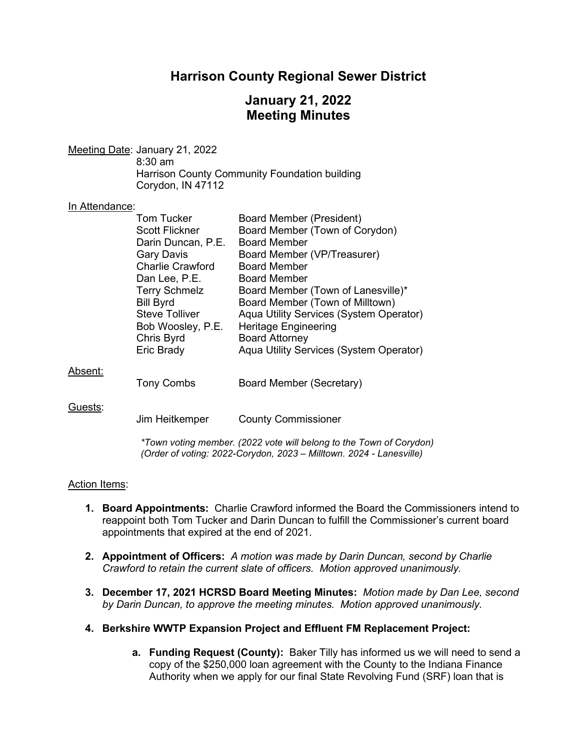# Harrison County Regional Sewer District

## January 21, 2022
## Meeting Minutes

Meeting Date: January 21, 2022
8:30 am
Harrison County Community Foundation building
Corydon, IN 47112

In Attendance:

| | |
|---|---|
| Tom Tucker | Board Member (President) |
| Scott Flickner | Board Member (Town of Corydon) |
| Darin Duncan, P.E. | Board Member |
| Gary Davis | Board Member (VP/Treasurer) |
| Charlie Crawford | Board Member |
| Dan Lee, P.E. | Board Member |
| Terry Schmelz | Board Member (Town of Lanesville)* |
| Bill Byrd | Board Member (Town of Milltown) |
| Steve Tolliver | Aqua Utility Services (System Operator) |
| Bob Woosley, P.E. | Heritage Engineering |
| Chris Byrd | Board Attorney |
| Eric Brady | Aqua Utility Services (System Operator) |

Absent:

| | |
|---|---|
| Tony Combs | Board Member (Secretary) |

Guests:

| | |
|---|---|
| Jim Heitkemper | County Commissioner |

*\*Town voting member. (2022 vote will belong to the Town of Corydon)*
*(Order of voting: 2022-Corydon, 2023 – Milltown. 2024 - Lanesville)*

Action Items:

1. **Board Appointments:** Charlie Crawford informed the Board the Commissioners intend to reappoint both Tom Tucker and Darin Duncan to fulfill the Commissioner's current board appointments that expired at the end of 2021.

2. **Appointment of Officers:** *A motion was made by Darin Duncan, second by Charlie Crawford to retain the current slate of officers. Motion approved unanimously.*

3. **December 17, 2021 HCRSD Board Meeting Minutes:** *Motion made by Dan Lee, second by Darin Duncan, to approve the meeting minutes. Motion approved unanimously.*

4. **Berkshire WWTP Expansion Project and Effluent FM Replacement Project:**

   a. **Funding Request (County):** Baker Tilly has informed us we will need to send a copy of the $250,000 loan agreement with the County to the Indiana Finance Authority when we apply for our final State Revolving Fund (SRF) loan that is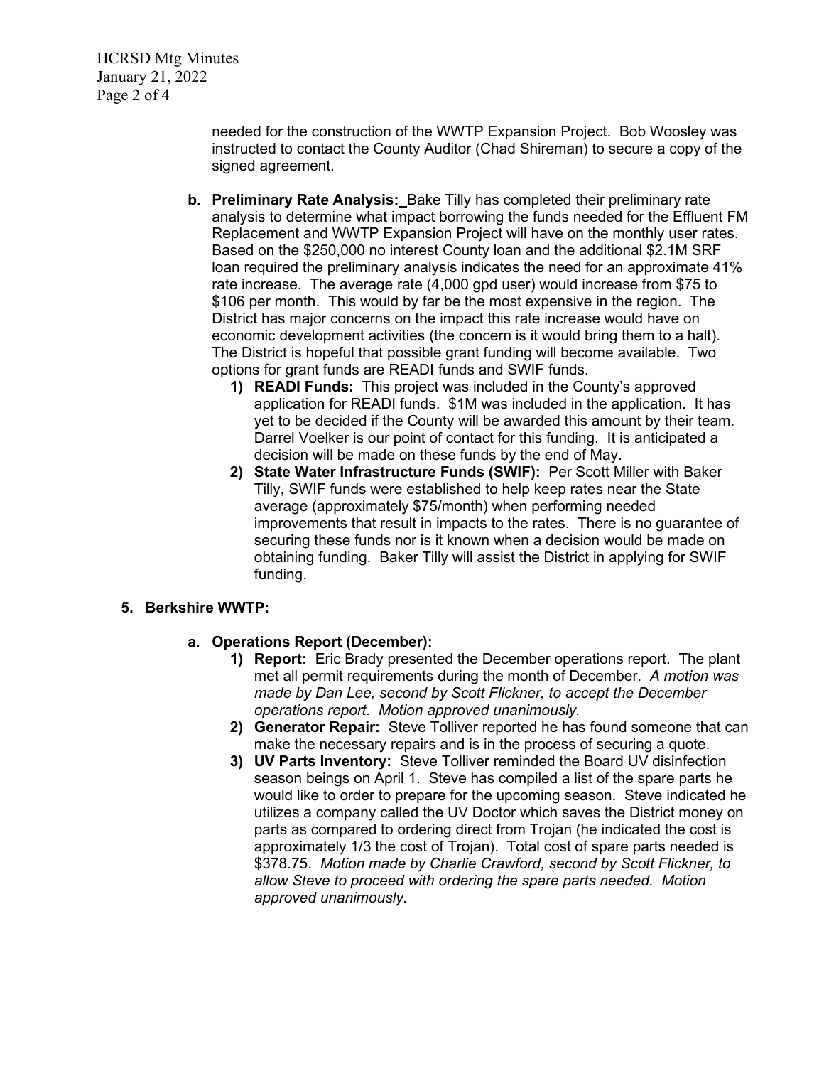needed for the construction of the WWTP Expansion Project. Bob Woosley was instructed to contact the County Auditor (Chad Shireman) to secure a copy of the signed agreement.

**b. Preliminary Rate Analysis:** Bake Tilly has completed their preliminary rate analysis to determine what impact borrowing the funds needed for the Effluent FM Replacement and WWTP Expansion Project will have on the monthly user rates. Based on the $250,000 no interest County loan and the additional $2.1M SRF loan required the preliminary analysis indicates the need for an approximate 41% rate increase. The average rate (4,000 gpd user) would increase from $75 to $106 per month. This would by far be the most expensive in the region. The District has major concerns on the impact this rate increase would have on economic development activities (the concern is it would bring them to a halt). The District is hopeful that possible grant funding will become available. Two options for grant funds are READI funds and SWIF funds.

1) **READI Funds:** This project was included in the County's approved application for READI funds. $1M was included in the application. It has yet to be decided if the County will be awarded this amount by their team. Darrel Voelker is our point of contact for this funding. It is anticipated a decision will be made on these funds by the end of May.
2) **State Water Infrastructure Funds (SWIF):** Per Scott Miller with Baker Tilly, SWIF funds were established to help keep rates near the State average (approximately $75/month) when performing needed improvements that result in impacts to the rates. There is no guarantee of securing these funds nor is it known when a decision would be made on obtaining funding. Baker Tilly will assist the District in applying for SWIF funding.

## 5. Berkshire WWTP:

**a. Operations Report (December):**

1) **Report:** Eric Brady presented the December operations report. The plant met all permit requirements during the month of December. *A motion was made by Dan Lee, second by Scott Flickner, to accept the December operations report. Motion approved unanimously.*
2) **Generator Repair:** Steve Tolliver reported he has found someone that can make the necessary repairs and is in the process of securing a quote.
3) **UV Parts Inventory:** Steve Tolliver reminded the Board UV disinfection season beings on April 1. Steve has compiled a list of the spare parts he would like to order to prepare for the upcoming season. Steve indicated he utilizes a company called the UV Doctor which saves the District money on parts as compared to ordering direct from Trojan (he indicated the cost is approximately 1/3 the cost of Trojan). Total cost of spare parts needed is $378.75. *Motion made by Charlie Crawford, second by Scott Flickner, to allow Steve to proceed with ordering the spare parts needed. Motion approved unanimously.*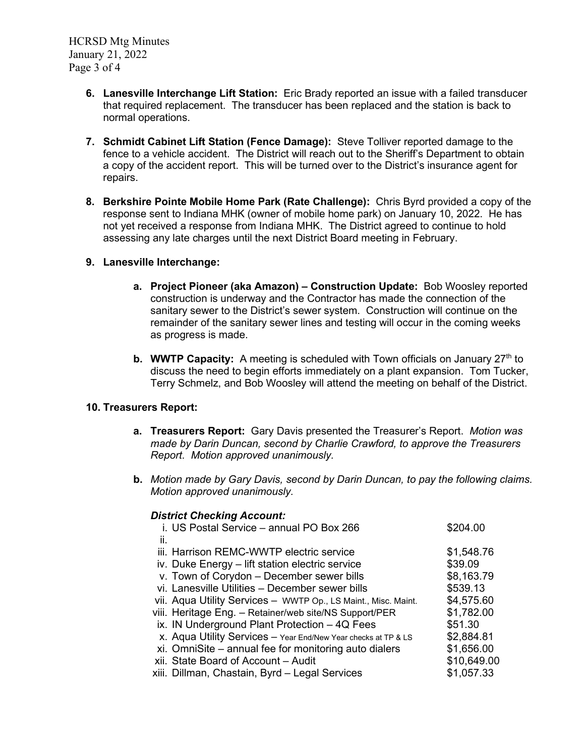6. **Lanesville Interchange Lift Station:** Eric Brady reported an issue with a failed transducer that required replacement. The transducer has been replaced and the station is back to normal operations.

7. **Schmidt Cabinet Lift Station (Fence Damage):** Steve Tolliver reported damage to the fence to a vehicle accident. The District will reach out to the Sheriff's Department to obtain a copy of the accident report. This will be turned over to the District's insurance agent for repairs.

8. **Berkshire Pointe Mobile Home Park (Rate Challenge):** Chris Byrd provided a copy of the response sent to Indiana MHK (owner of mobile home park) on January 10, 2022. He has not yet received a response from Indiana MHK. The District agreed to continue to hold assessing any late charges until the next District Board meeting in February.

9. **Lanesville Interchange:**

   a. **Project Pioneer (aka Amazon) – Construction Update:** Bob Woosley reported construction is underway and the Contractor has made the connection of the sanitary sewer to the District's sewer system. Construction will continue on the remainder of the sanitary sewer lines and testing will occur in the coming weeks as progress is made.

   b. **WWTP Capacity:** A meeting is scheduled with Town officials on January 27th to discuss the need to begin efforts immediately on a plant expansion. Tom Tucker, Terry Schmelz, and Bob Woosley will attend the meeting on behalf of the District.

10. **Treasurers Report:**

    a. **Treasurers Report:** Gary Davis presented the Treasurer's Report. *Motion was made by Darin Duncan, second by Charlie Crawford, to approve the Treasurers Report. Motion approved unanimously.*

    b. *Motion made by Gary Davis, second by Darin Duncan, to pay the following claims. Motion approved unanimously.*

    ***District Checking Account:***

| | |
|---|---|
| i. US Postal Service – annual PO Box 266 | $204.00 |
| ii. | |
| iii. Harrison REMC-WWTP electric service | $1,548.76 |
| iv. Duke Energy – lift station electric service | $39.09 |
| v. Town of Corydon – December sewer bills | $8,163.79 |
| vi. Lanesville Utilities – December sewer bills | $539.13 |
| vii. Aqua Utility Services – WWTP Op., LS Maint., Misc. Maint. | $4,575.60 |
| viii. Heritage Eng. – Retainer/web site/NS Support/PER | $1,782.00 |
| ix. IN Underground Plant Protection – 4Q Fees | $51.30 |
| x. Aqua Utility Services – Year End/New Year checks at TP & LS | $2,884.81 |
| xi. OmniSite – annual fee for monitoring auto dialers | $1,656.00 |
| xii. State Board of Account – Audit | $10,649.00 |
| xiii. Dillman, Chastain, Byrd – Legal Services | $1,057.33 |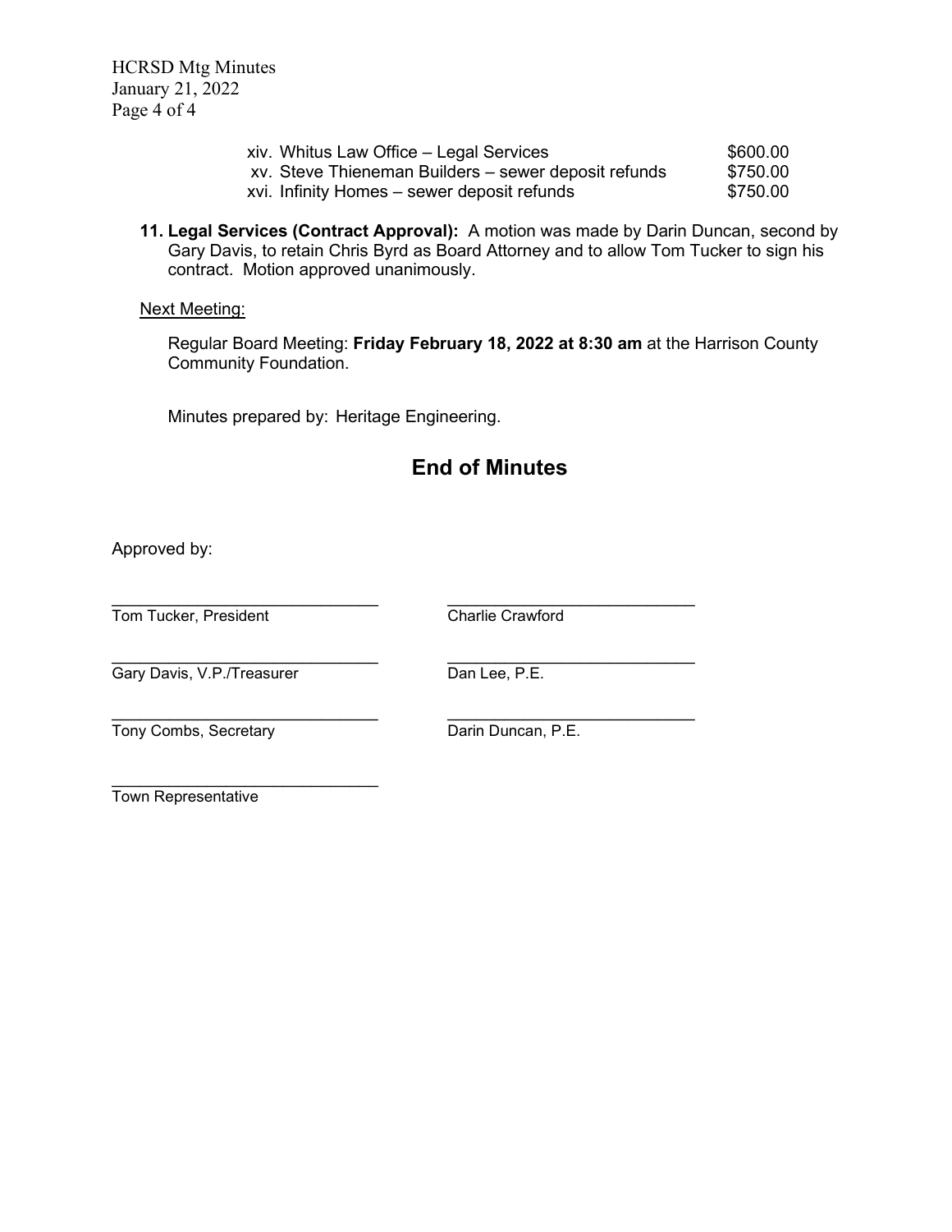xiv. Whitus Law Office – Legal Services $600.00
xv. Steve Thieneman Builders – sewer deposit refunds $750.00
xvi. Infinity Homes – sewer deposit refunds $750.00

11. **Legal Services (Contract Approval):** A motion was made by Darin Duncan, second by Gary Davis, to retain Chris Byrd as Board Attorney and to allow Tom Tucker to sign his contract. Motion approved unanimously.

Next Meeting:

Regular Board Meeting: **Friday February 18, 2022 at 8:30 am** at the Harrison County Community Foundation.

Minutes prepared by: Heritage Engineering.

## End of Minutes

Approved by:

| | |
|---|---|
| \_\_\_\_\_\_\_\_\_\_\_\_\_\_\_\_\_\_\_\_\_\_\_\_\_\_ | \_\_\_\_\_\_\_\_\_\_\_\_\_\_\_\_\_\_\_\_\_\_\_\_\_\_ |
| Tom Tucker, President | Charlie Crawford |
| \_\_\_\_\_\_\_\_\_\_\_\_\_\_\_\_\_\_\_\_\_\_\_\_\_\_ | \_\_\_\_\_\_\_\_\_\_\_\_\_\_\_\_\_\_\_\_\_\_\_\_\_\_ |
| Gary Davis, V.P./Treasurer | Dan Lee, P.E. |
| \_\_\_\_\_\_\_\_\_\_\_\_\_\_\_\_\_\_\_\_\_\_\_\_\_\_ | \_\_\_\_\_\_\_\_\_\_\_\_\_\_\_\_\_\_\_\_\_\_\_\_\_\_ |
| Tony Combs, Secretary | Darin Duncan, P.E. |
| \_\_\_\_\_\_\_\_\_\_\_\_\_\_\_\_\_\_\_\_\_\_\_\_\_\_ | |
| Town Representative | |